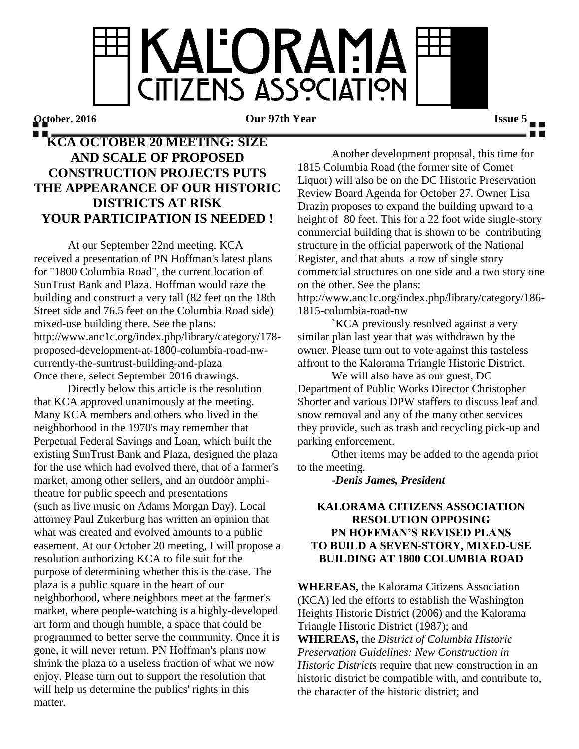# KALORAMA CITIZENS ASSOCIATION

October, 2016 | Our 97th Year | Issue 5

## KCA OCTOBER 20 MEETING: SIZE AND SCALE OF PROPOSED CONSTRUCTION PROJECTS PUTS THE APPEARANCE OF OUR HISTORIC DISTRICTS AT RISK
## YOUR PARTICIPATION IS NEEDED !

At our September 22nd meeting, KCA received a presentation of PN Hoffman's latest plans for "1800 Columbia Road", the current location of SunTrust Bank and Plaza. Hoffman would raze the building and construct a very tall (82 feet on the 18th Street side and 76.5 feet on the Columbia Road side) mixed-use building there. See the plans: http://www.anc1c.org/index.php/library/category/178-proposed-development-at-1800-columbia-road-nw-currently-the-suntrust-building-and-plaza
Once there, select September 2016 drawings.

Directly below this article is the resolution that KCA approved unanimously at the meeting. Many KCA members and others who lived in the neighborhood in the 1970's may remember that Perpetual Federal Savings and Loan, which built the existing SunTrust Bank and Plaza, designed the plaza for the use which had evolved there, that of a farmer's market, among other sellers, and an outdoor amphi-theatre for public speech and presentations (such as live music on Adams Morgan Day). Local attorney Paul Zukerburg has written an opinion that what was created and evolved amounts to a public easement. At our October 20 meeting, I will propose a resolution authorizing KCA to file suit for the purpose of determining whether this is the case. The plaza is a public square in the heart of our neighborhood, where neighbors meet at the farmer's market, where people-watching is a highly-developed art form and though humble, a space that could be programmed to better serve the community. Once it is gone, it will never return. PN Hoffman's plans now shrink the plaza to a useless fraction of what we now enjoy. Please turn out to support the resolution that will help us determine the publics' rights in this matter.

Another development proposal, this time for 1815 Columbia Road (the former site of Comet Liquor) will also be on the DC Historic Preservation Review Board Agenda for October 27. Owner Lisa Drazin proposes to expand the building upward to a height of 80 feet. This for a 22 foot wide single-story commercial building that is shown to be contributing structure in the official paperwork of the National Register, and that abuts a row of single story commercial structures on one side and a two story one on the other. See the plans:
http://www.anc1c.org/index.php/library/category/186-1815-columbia-road-nw

`KCA previously resolved against a very similar plan last year that was withdrawn by the owner. Please turn out to vote against this tasteless affront to the Kalorama Triangle Historic District.

We will also have as our guest, DC Department of Public Works Director Christopher Shorter and various DPW staffers to discuss leaf and snow removal and any of the many other services they provide, such as trash and recycling pick-up and parking enforcement.

Other items may be added to the agenda prior to the meeting.

***-Denis James, President***

### KALORAMA CITIZENS ASSOCIATION RESOLUTION OPPOSING PN HOFFMAN'S REVISED PLANS TO BUILD A SEVEN-STORY, MIXED-USE BUILDING AT 1800 COLUMBIA ROAD

**WHEREAS,** the Kalorama Citizens Association (KCA) led the efforts to establish the Washington Heights Historic District (2006) and the Kalorama Triangle Historic District (1987); and

**WHEREAS,** the *District of Columbia Historic Preservation Guidelines: New Construction in Historic Districts* require that new construction in an historic district be compatible with, and contribute to, the character of the historic district; and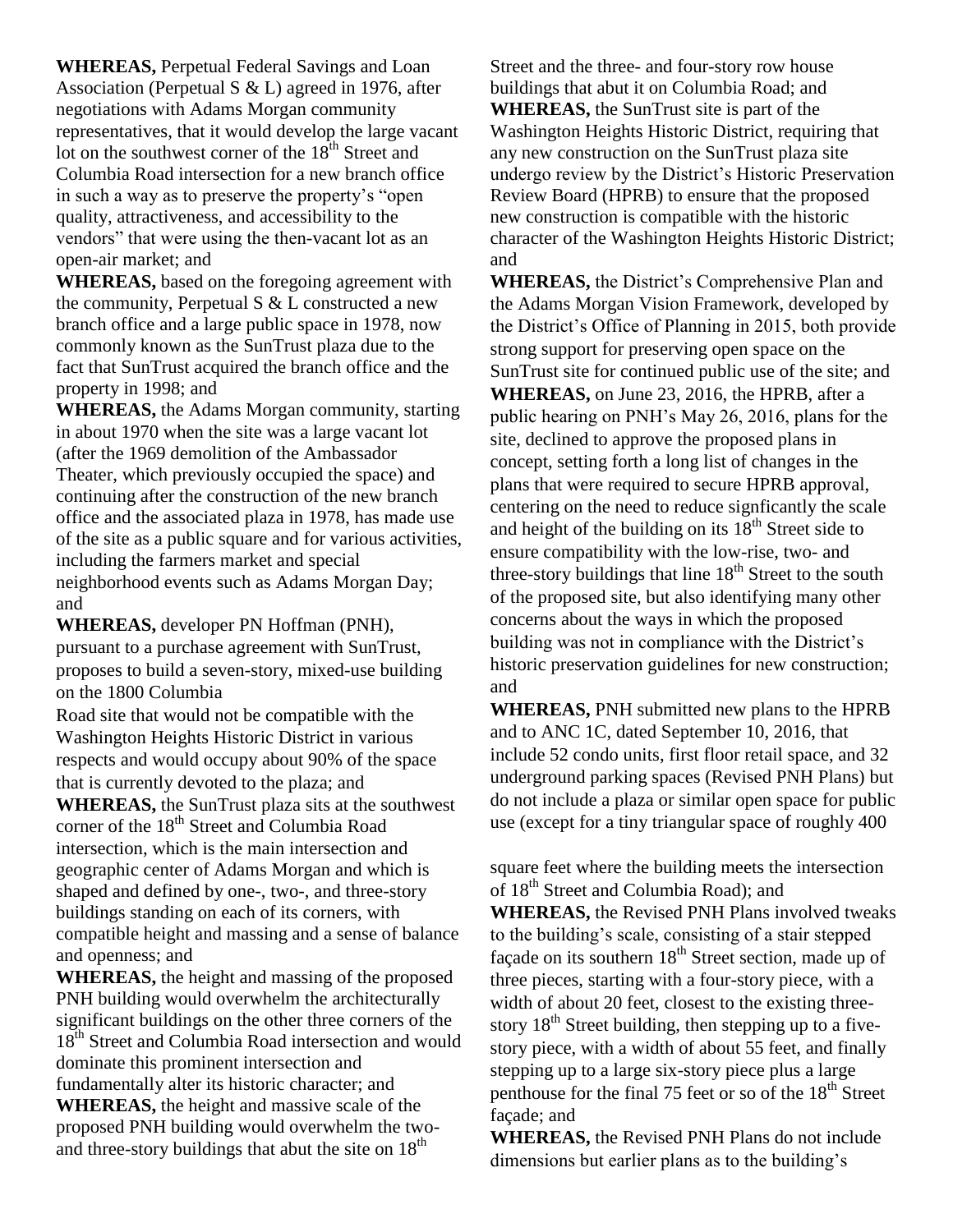**WHEREAS,** Perpetual Federal Savings and Loan Association (Perpetual S & L) agreed in 1976, after negotiations with Adams Morgan community representatives, that it would develop the large vacant lot on the southwest corner of the 18th Street and Columbia Road intersection for a new branch office in such a way as to preserve the property's "open quality, attractiveness, and accessibility to the vendors" that were using the then-vacant lot as an open-air market; and

**WHEREAS,** based on the foregoing agreement with the community, Perpetual S & L constructed a new branch office and a large public space in 1978, now commonly known as the SunTrust plaza due to the fact that SunTrust acquired the branch office and the property in 1998; and

**WHEREAS,** the Adams Morgan community, starting in about 1970 when the site was a large vacant lot (after the 1969 demolition of the Ambassador Theater, which previously occupied the space) and continuing after the construction of the new branch office and the associated plaza in 1978, has made use of the site as a public square and for various activities, including the farmers market and special neighborhood events such as Adams Morgan Day; and

**WHEREAS,** developer PN Hoffman (PNH), pursuant to a purchase agreement with SunTrust, proposes to build a seven-story, mixed-use building on the 1800 Columbia Road site that would not be compatible with the Washington Heights Historic District in various respects and would occupy about 90% of the space that is currently devoted to the plaza; and

**WHEREAS,** the SunTrust plaza sits at the southwest corner of the 18th Street and Columbia Road intersection, which is the main intersection and geographic center of Adams Morgan and which is shaped and defined by one-, two-, and three-story buildings standing on each of its corners, with compatible height and massing and a sense of balance and openness; and

**WHEREAS,** the height and massing of the proposed PNH building would overwhelm the architecturally significant buildings on the other three corners of the 18th Street and Columbia Road intersection and would dominate this prominent intersection and fundamentally alter its historic character; and

**WHEREAS,** the height and massive scale of the proposed PNH building would overwhelm the two- and three-story buildings that abut the site on 18th Street and the three- and four-story row house buildings that abut it on Columbia Road; and

**WHEREAS,** the SunTrust site is part of the Washington Heights Historic District, requiring that any new construction on the SunTrust plaza site undergo review by the District's Historic Preservation Review Board (HPRB) to ensure that the proposed new construction is compatible with the historic character of the Washington Heights Historic District; and

**WHEREAS,** the District's Comprehensive Plan and the Adams Morgan Vision Framework, developed by the District's Office of Planning in 2015, both provide strong support for preserving open space on the SunTrust site for continued public use of the site; and

**WHEREAS,** on June 23, 2016, the HPRB, after a public hearing on PNH's May 26, 2016, plans for the site, declined to approve the proposed plans in concept, setting forth a long list of changes in the plans that were required to secure HPRB approval, centering on the need to reduce signficantly the scale and height of the building on its 18th Street side to ensure compatibility with the low-rise, two- and three-story buildings that line 18th Street to the south of the proposed site, but also identifying many other concerns about the ways in which the proposed building was not in compliance with the District's historic preservation guidelines for new construction; and

**WHEREAS,** PNH submitted new plans to the HPRB and to ANC 1C, dated September 10, 2016, that include 52 condo units, first floor retail space, and 32 underground parking spaces (Revised PNH Plans) but do not include a plaza or similar open space for public use (except for a tiny triangular space of roughly 400 square feet where the building meets the intersection of 18th Street and Columbia Road); and

**WHEREAS,** the Revised PNH Plans involved tweaks to the building's scale, consisting of a stair stepped façade on its southern 18th Street section, made up of three pieces, starting with a four-story piece, with a width of about 20 feet, closest to the existing three-story 18th Street building, then stepping up to a five-story piece, with a width of about 55 feet, and finally stepping up to a large six-story piece plus a large penthouse for the final 75 feet or so of the 18th Street façade; and

**WHEREAS,** the Revised PNH Plans do not include dimensions but earlier plans as to the building's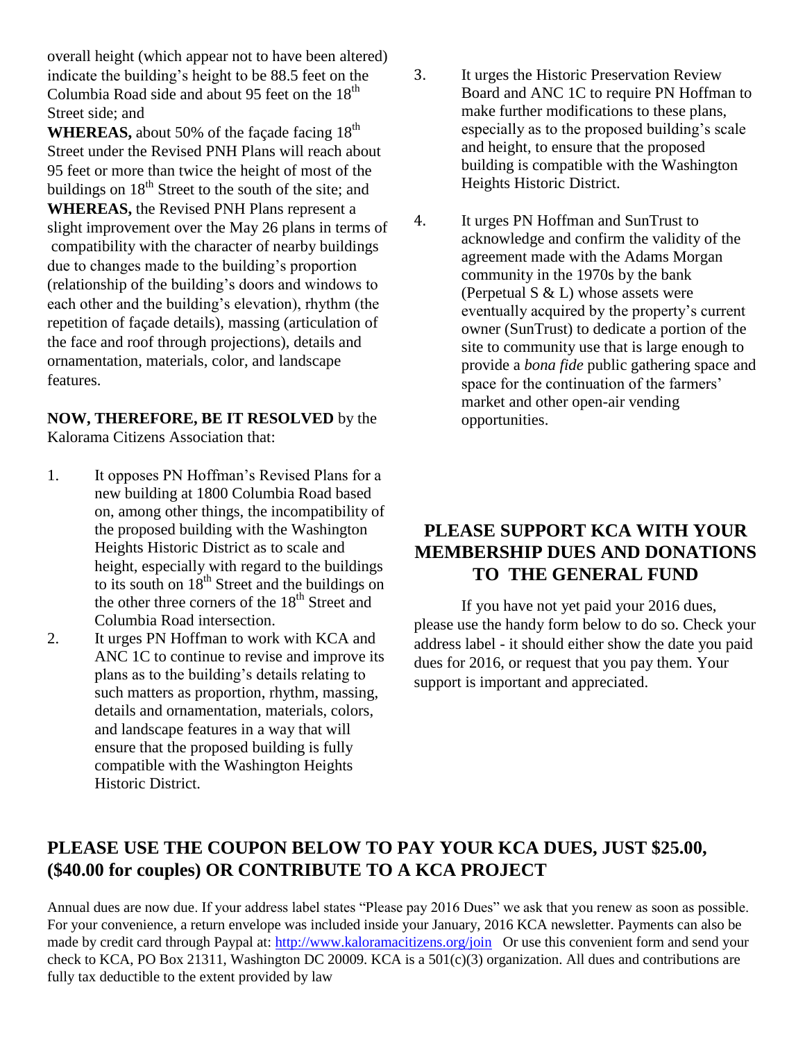overall height (which appear not to have been altered) indicate the building's height to be 88.5 feet on the Columbia Road side and about 95 feet on the 18th Street side; and

**WHEREAS,** about 50% of the façade facing 18th Street under the Revised PNH Plans will reach about 95 feet or more than twice the height of most of the buildings on 18th Street to the south of the site; and

**WHEREAS,** the Revised PNH Plans represent a slight improvement over the May 26 plans in terms of compatibility with the character of nearby buildings due to changes made to the building's proportion (relationship of the building's doors and windows to each other and the building's elevation), rhythm (the repetition of façade details), massing (articulation of the face and roof through projections), details and ornamentation, materials, color, and landscape features.

**NOW, THEREFORE, BE IT RESOLVED** by the Kalorama Citizens Association that:

1. It opposes PN Hoffman's Revised Plans for a new building at 1800 Columbia Road based on, among other things, the incompatibility of the proposed building with the Washington Heights Historic District as to scale and height, especially with regard to the buildings to its south on 18th Street and the buildings on the other three corners of the 18th Street and Columbia Road intersection.
2. It urges PN Hoffman to work with KCA and ANC 1C to continue to revise and improve its plans as to the building's details relating to such matters as proportion, rhythm, massing, details and ornamentation, materials, colors, and landscape features in a way that will ensure that the proposed building is fully compatible with the Washington Heights Historic District.
3. It urges the Historic Preservation Review Board and ANC 1C to require PN Hoffman to make further modifications to these plans, especially as to the proposed building's scale and height, to ensure that the proposed building is compatible with the Washington Heights Historic District.
4. It urges PN Hoffman and SunTrust to acknowledge and confirm the validity of the agreement made with the Adams Morgan community in the 1970s by the bank (Perpetual S & L) whose assets were eventually acquired by the property's current owner (SunTrust) to dedicate a portion of the site to community use that is large enough to provide a *bona fide* public gathering space and space for the continuation of the farmers' market and other open-air vending opportunities.

## PLEASE SUPPORT KCA WITH YOUR MEMBERSHIP DUES AND DONATIONS TO THE GENERAL FUND

If you have not yet paid your 2016 dues, please use the handy form below to do so. Check your address label - it should either show the date you paid dues for 2016, or request that you pay them. Your support is important and appreciated.

## PLEASE USE THE COUPON BELOW TO PAY YOUR KCA DUES, JUST $25.00, ($40.00 for couples) OR CONTRIBUTE TO A KCA PROJECT

Annual dues are now due. If your address label states "Please pay 2016 Dues" we ask that you renew as soon as possible. For your convenience, a return envelope was included inside your January, 2016 KCA newsletter. Payments can also be made by credit card through Paypal at: http://www.kaloramacitizens.org/join Or use this convenient form and send your check to KCA, PO Box 21311, Washington DC 20009. KCA is a 501(c)(3) organization. All dues and contributions are fully tax deductible to the extent provided by law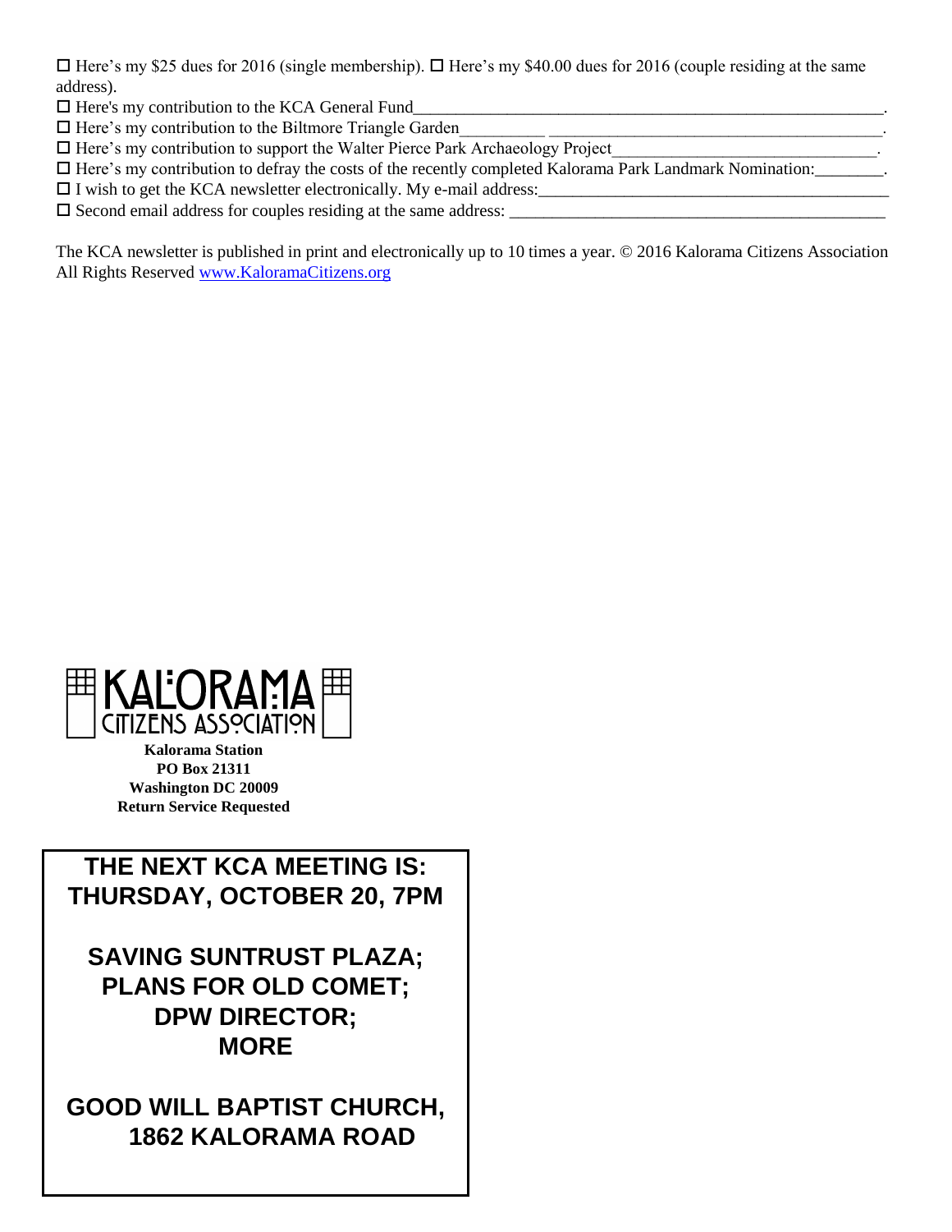☐ Here's my $25 dues for 2016 (single membership). ☐ Here's my $40.00 dues for 2016 (couple residing at the same address).

☐ Here's my contribution to the KCA General Fund_____________________________________________________________.

☐ Here's my contribution to the Biltmore Triangle Garden__________ ___________________________________________.

☐ Here's my contribution to support the Walter Pierce Park Archaeology Project_________________________________.

☐ Here's my contribution to defray the costs of the recently completed Kalorama Park Landmark Nomination:________.

☐ I wish to get the KCA newsletter electronically. My e-mail address:_____________________________________________

☐ Second email address for couples residing at the same address: _______________________________________________

The KCA newsletter is published in print and electronically up to 10 times a year. © 2016 Kalorama Citizens Association All Rights Reserved www.KaloramaCitizens.org

KALORAMA CITIZENS ASSOCIATION

**Kalorama Station**
**PO Box 21311**
**Washington DC 20009**
**Return Service Requested**

**THE NEXT KCA MEETING IS:**
**THURSDAY, OCTOBER 20, 7PM**

**SAVING SUNTRUST PLAZA;**
**PLANS FOR OLD COMET;**
**DPW DIRECTOR;**
**MORE**

**GOOD WILL BAPTIST CHURCH,**
**1862 KALORAMA ROAD**